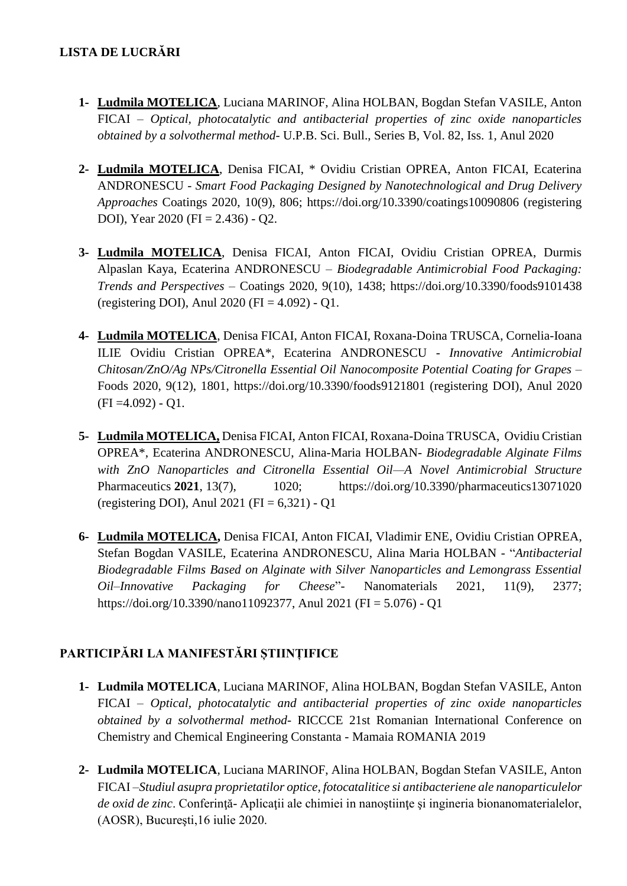**LISTA DE LUCRĂRI**

1- **Ludmila MOTELICA**, Luciana MARINOF, Alina HOLBAN, Bogdan Stefan VASILE, Anton FICAI – *Optical, photocatalytic and antibacterial properties of zinc oxide nanoparticles obtained by a solvothermal method*- U.P.B. Sci. Bull., Series B, Vol. 82, Iss. 1, Anul 2020

2- **Ludmila MOTELICA**, Denisa FICAI, * Ovidiu Cristian OPREA, Anton FICAI, Ecaterina ANDRONESCU - *Smart Food Packaging Designed by Nanotechnological and Drug Delivery Approaches* Coatings 2020, 10(9), 806; https://doi.org/10.3390/coatings10090806 (registering DOI), Year 2020 (FI = 2.436) - Q2.

3- **Ludmila MOTELICA**, Denisa FICAI, Anton FICAI, Ovidiu Cristian OPREA, Durmis Alpaslan Kaya, Ecaterina ANDRONESCU – *Biodegradable Antimicrobial Food Packaging: Trends and Perspectives* – Coatings 2020, 9(10), 1438; https://doi.org/10.3390/foods9101438 (registering DOI), Anul 2020 (FI = 4.092) - Q1.

4- **Ludmila MOTELICA**, Denisa FICAI, Anton FICAI, Roxana-Doina TRUSCA, Cornelia-Ioana ILIE Ovidiu Cristian OPREA*, Ecaterina ANDRONESCU - *Innovative Antimicrobial Chitosan/ZnO/Ag NPs/Citronella Essential Oil Nanocomposite Potential Coating for Grapes* – Foods 2020, 9(12), 1801, https://doi.org/10.3390/foods9121801 (registering DOI), Anul 2020 (FI =4.092) - Q1.

5- **Ludmila MOTELICA,** Denisa FICAI, Anton FICAI, Roxana-Doina TRUSCA, Ovidiu Cristian OPREA*, Ecaterina ANDRONESCU, Alina-Maria HOLBAN- *Biodegradable Alginate Films with ZnO Nanoparticles and Citronella Essential Oil—A Novel Antimicrobial Structure* Pharmaceutics **2021**, 13(7), 1020; https://doi.org/10.3390/pharmaceutics13071020 (registering DOI), Anul 2021 (FI = 6,321) - Q1

6- **Ludmila MOTELICA,** Denisa FICAI, Anton FICAI, Vladimir ENE, Ovidiu Cristian OPREA, Stefan Bogdan VASILE, Ecaterina ANDRONESCU, Alina Maria HOLBAN - "*Antibacterial Biodegradable Films Based on Alginate with Silver Nanoparticles and Lemongrass Essential Oil–Innovative Packaging for Cheese*"- Nanomaterials 2021, 11(9), 2377; https://doi.org/10.3390/nano11092377, Anul 2021 (FI = 5.076) - Q1

**PARTICIPĂRI LA MANIFESTĂRI ȘTIINȚIFICE**

1- **Ludmila MOTELICA**, Luciana MARINOF, Alina HOLBAN, Bogdan Stefan VASILE, Anton FICAI – *Optical, photocatalytic and antibacterial properties of zinc oxide nanoparticles obtained by a solvothermal method*- RICCCE 21st Romanian International Conference on Chemistry and Chemical Engineering Constanta - Mamaia ROMANIA 2019

2- **Ludmila MOTELICA**, Luciana MARINOF, Alina HOLBAN, Bogdan Stefan VASILE, Anton FICAI –*Studiul asupra proprietatilor optice, fotocatalitice si antibacteriene ale nanoparticulelor de oxid de zinc*. Conferinţă- Aplicaţii ale chimiei in nanoştiinţe şi ingineria bionanomaterialelor, (AOSR), Bucureşti,16 iulie 2020.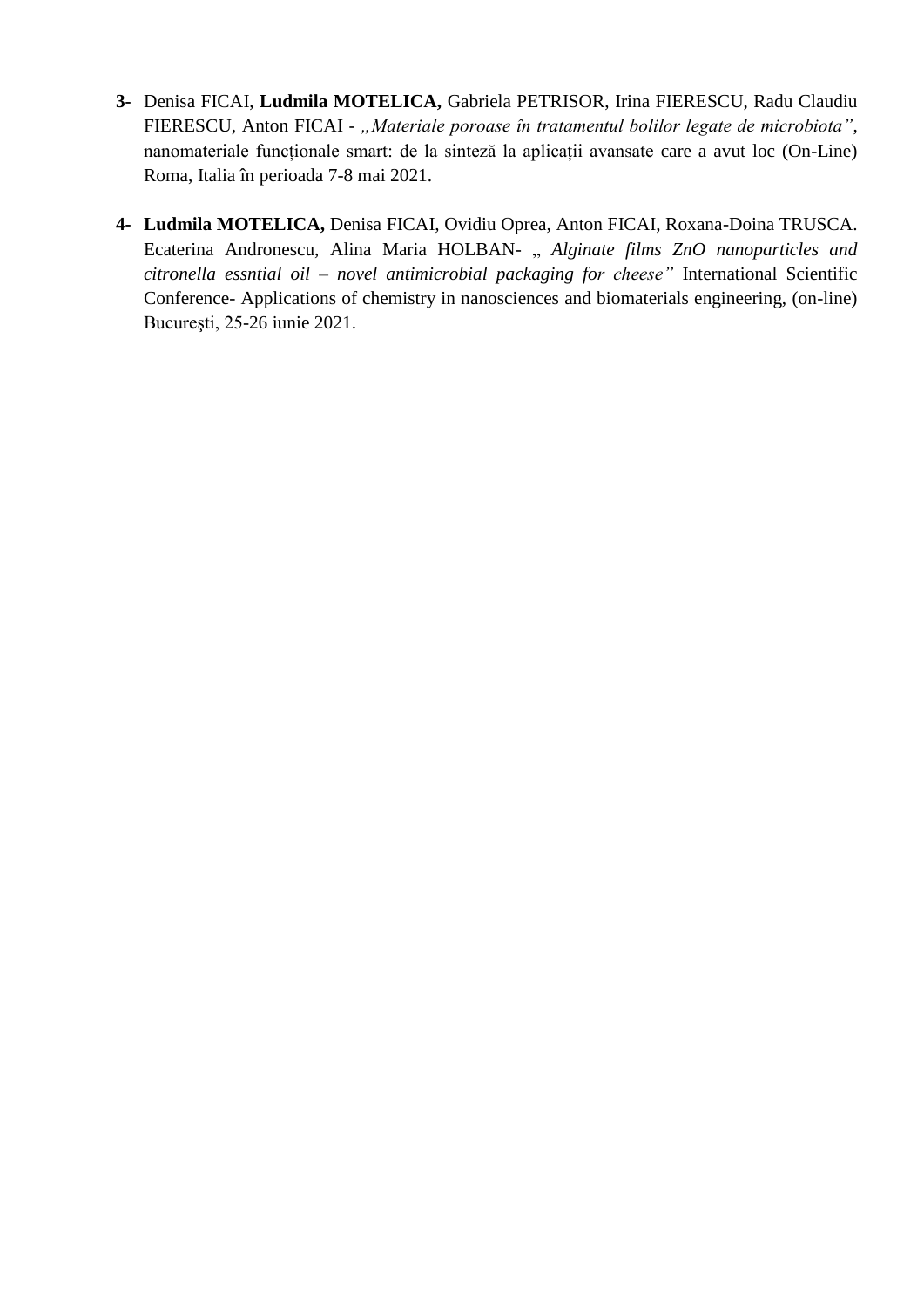3- Denisa FICAI, **Ludmila MOTELICA,** Gabriela PETRISOR, Irina FIERESCU, Radu Claudiu FIERESCU, Anton FICAI - *„Materiale poroase în tratamentul bolilor legate de microbiota”*, nanomateriale funcționale smart: de la sinteză la aplicații avansate care a avut loc (On-Line) Roma, Italia în perioada 7-8 mai 2021.

4- **Ludmila MOTELICA,** Denisa FICAI, Ovidiu Oprea, Anton FICAI, Roxana-Doina TRUSCA. Ecaterina Andronescu, Alina Maria HOLBAN- *„ Alginate films ZnO nanoparticles and citronella essntial oil – novel antimicrobial packaging for cheese”* International Scientific Conference- Applications of chemistry in nanosciences and biomaterials engineering, (on-line) Bucureşti, 25-26 iunie 2021.